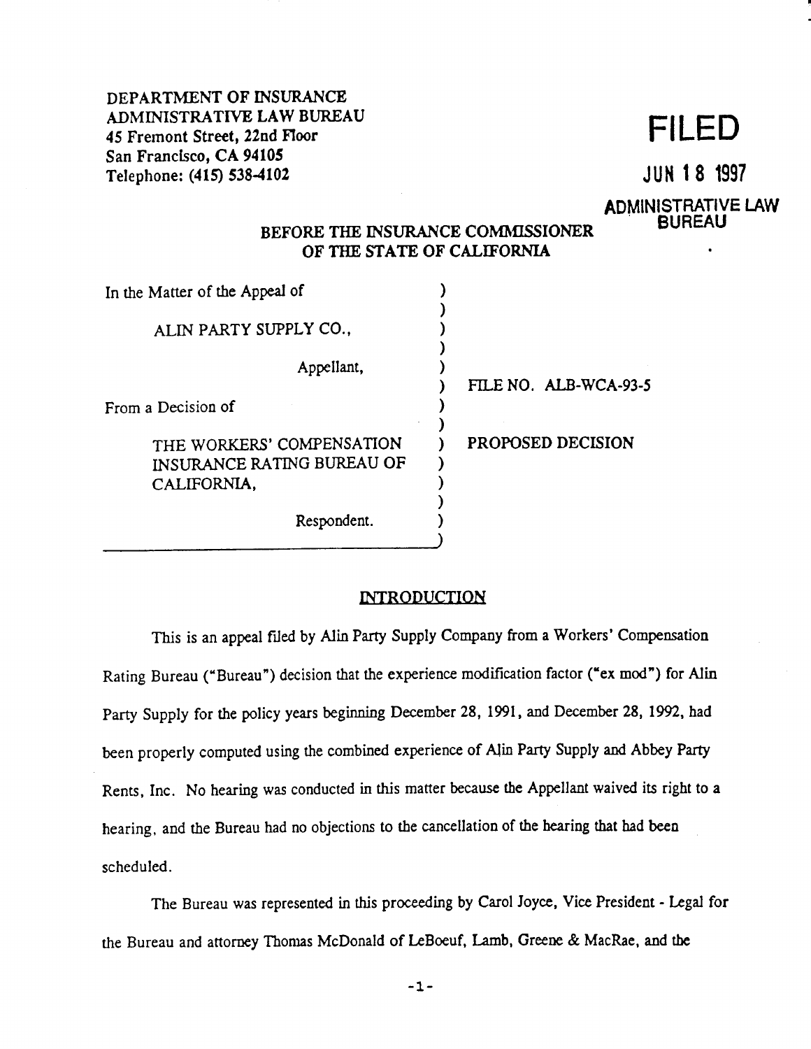DEPARTMENT OF INSURANCE
ADMINISTRATIVE LAW BUREAU
45 Fremont Street, 22nd Floor
San Francisco, CA 94105
Telephone: (415) 538-4102

**FILED**

**JUN 18 1997**

**ADMINISTRATIVE LAW BUREAU**

BEFORE THE INSURANCE COMMISSIONER
OF THE STATE OF CALIFORNIA

In the Matter of the Appeal of

ALIN PARTY SUPPLY CO.,

Appellant,

From a Decision of

THE WORKERS' COMPENSATION INSURANCE RATING BUREAU OF CALIFORNIA,

Respondent.

FILE NO. ALB-WCA-93-5

PROPOSED DECISION

## INTRODUCTION

This is an appeal filed by Alin Party Supply Company from a Workers' Compensation Rating Bureau ("Bureau") decision that the experience modification factor ("ex mod") for Alin Party Supply for the policy years beginning December 28, 1991, and December 28, 1992, had been properly computed using the combined experience of Alin Party Supply and Abbey Party Rents, Inc. No hearing was conducted in this matter because the Appellant waived its right to a hearing, and the Bureau had no objections to the cancellation of the hearing that had been scheduled.

The Bureau was represented in this proceeding by Carol Joyce, Vice President - Legal for the Bureau and attorney Thomas McDonald of LeBoeuf, Lamb, Greene & MacRae, and the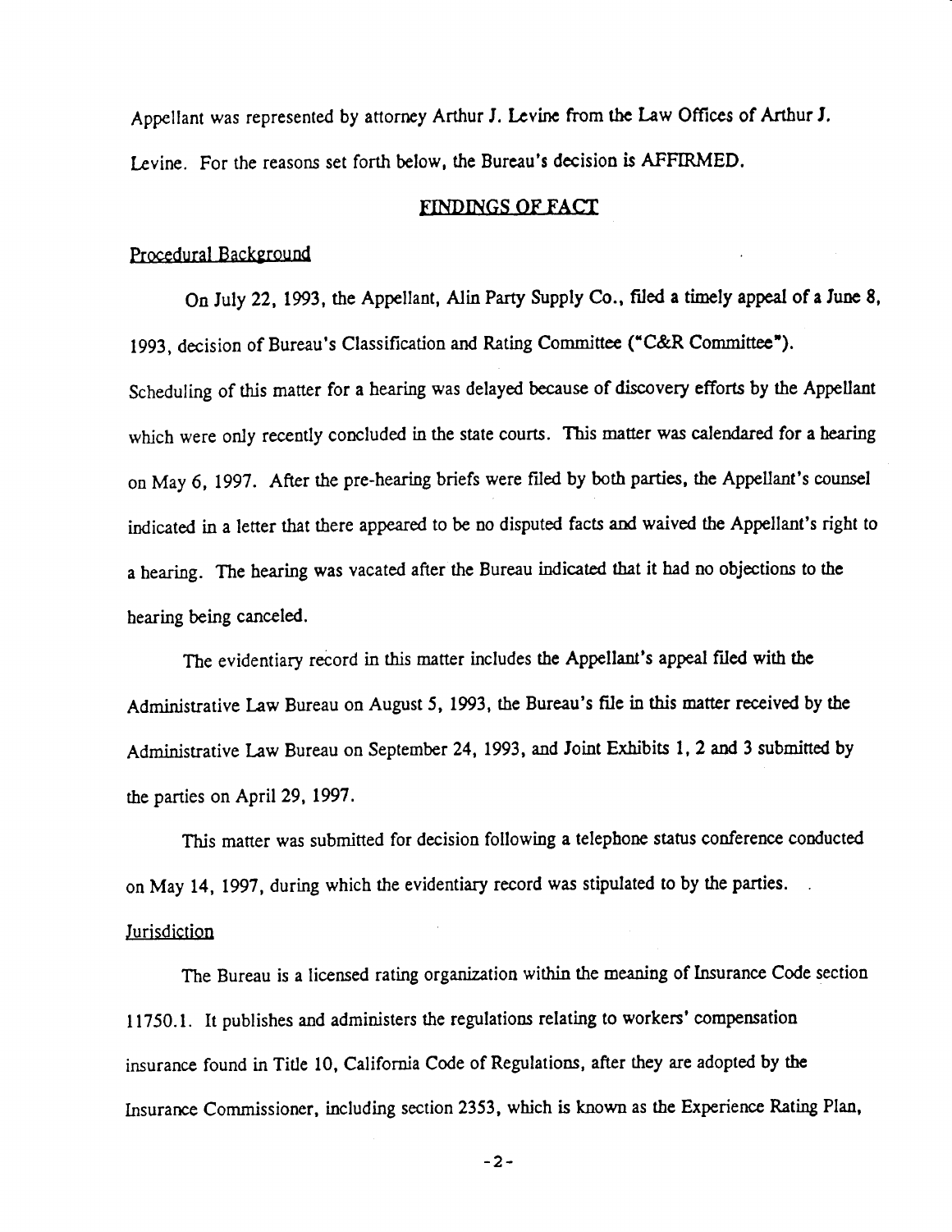Appellant was represented by attorney Arthur J. Levine from the Law Offices of Arthur J. Levine. For the reasons set forth below, the Bureau's decision is AFFIRMED.

## FINDINGS OF FACT

### Procedural Background

On July 22, 1993, the Appellant, Alin Party Supply Co., filed a timely appeal of a June 8, 1993, decision of Bureau's Classification and Rating Committee ("C&R Committee"). Scheduling of this matter for a hearing was delayed because of discovery efforts by the Appellant which were only recently concluded in the state courts. This matter was calendared for a hearing on May 6, 1997. After the pre-hearing briefs were filed by both parties, the Appellant's counsel indicated in a letter that there appeared to be no disputed facts and waived the Appellant's right to a hearing. The hearing was vacated after the Bureau indicated that it had no objections to the hearing being canceled.

The evidentiary record in this matter includes the Appellant's appeal filed with the Administrative Law Bureau on August 5, 1993, the Bureau's file in this matter received by the Administrative Law Bureau on September 24, 1993, and Joint Exhibits 1, 2 and 3 submitted by the parties on April 29, 1997.

This matter was submitted for decision following a telephone status conference conducted on May 14, 1997, during which the evidentiary record was stipulated to by the parties.

### Jurisdiction

The Bureau is a licensed rating organization within the meaning of Insurance Code section 11750.1. It publishes and administers the regulations relating to workers' compensation insurance found in Title 10, California Code of Regulations, after they are adopted by the Insurance Commissioner, including section 2353, which is known as the Experience Rating Plan,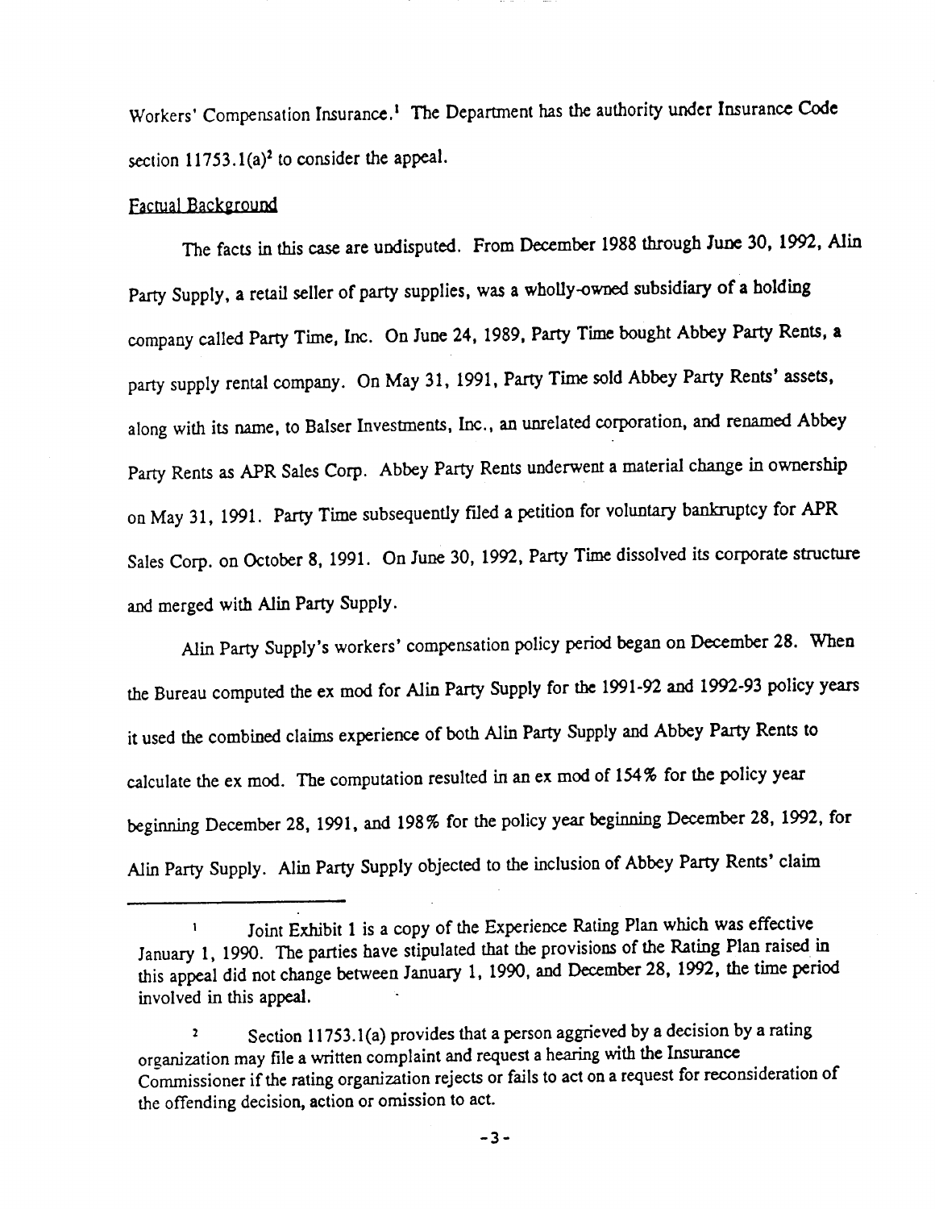Workers' Compensation Insurance.[1] The Department has the authority under Insurance Code section 11753.1(a)[2] to consider the appeal.

Factual Background

The facts in this case are undisputed. From December 1988 through June 30, 1992, Alin Party Supply, a retail seller of party supplies, was a wholly-owned subsidiary of a holding company called Party Time, Inc. On June 24, 1989, Party Time bought Abbey Party Rents, a party supply rental company. On May 31, 1991, Party Time sold Abbey Party Rents' assets, along with its name, to Balser Investments, Inc., an unrelated corporation, and renamed Abbey Party Rents as APR Sales Corp. Abbey Party Rents underwent a material change in ownership on May 31, 1991. Party Time subsequently filed a petition for voluntary bankruptcy for APR Sales Corp. on October 8, 1991. On June 30, 1992, Party Time dissolved its corporate structure and merged with Alin Party Supply.

Alin Party Supply's workers' compensation policy period began on December 28. When the Bureau computed the ex mod for Alin Party Supply for the 1991-92 and 1992-93 policy years it used the combined claims experience of both Alin Party Supply and Abbey Party Rents to calculate the ex mod. The computation resulted in an ex mod of 154% for the policy year beginning December 28, 1991, and 198% for the policy year beginning December 28, 1992, for Alin Party Supply. Alin Party Supply objected to the inclusion of Abbey Party Rents' claim

---

[1] Joint Exhibit 1 is a copy of the Experience Rating Plan which was effective January 1, 1990. The parties have stipulated that the provisions of the Rating Plan raised in this appeal did not change between January 1, 1990, and December 28, 1992, the time period involved in this appeal.

[2] Section 11753.1(a) provides that a person aggrieved by a decision by a rating organization may file a written complaint and request a hearing with the Insurance Commissioner if the rating organization rejects or fails to act on a request for reconsideration of the offending decision, action or omission to act.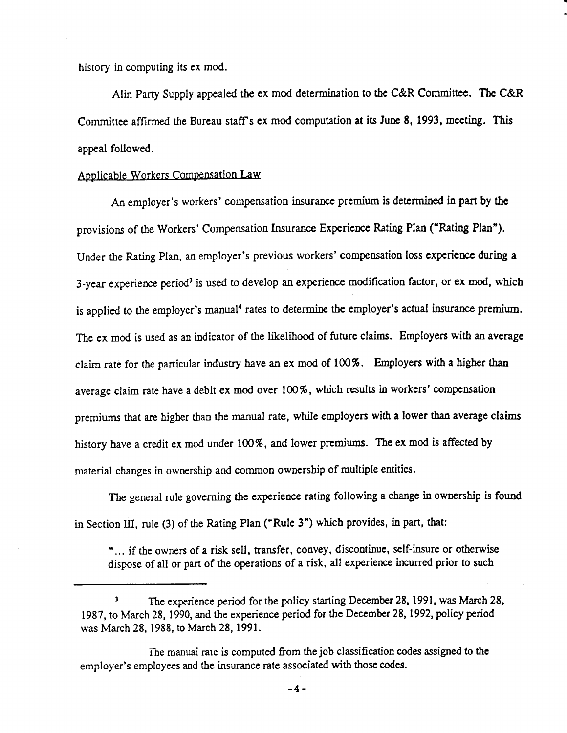history in computing its ex mod.

Alin Party Supply appealed the ex mod determination to the C&R Committee. The C&R Committee affirmed the Bureau staff's ex mod computation at its June 8, 1993, meeting. This appeal followed.

Applicable Workers Compensation Law

An employer's workers' compensation insurance premium is determined in part by the provisions of the Workers' Compensation Insurance Experience Rating Plan ("Rating Plan"). Under the Rating Plan, an employer's previous workers' compensation loss experience during a 3-year experience period[3] is used to develop an experience modification factor, or ex mod, which is applied to the employer's manual[4] rates to determine the employer's actual insurance premium. The ex mod is used as an indicator of the likelihood of future claims. Employers with an average claim rate for the particular industry have an ex mod of 100%. Employers with a higher than average claim rate have a debit ex mod over 100%, which results in workers' compensation premiums that are higher than the manual rate, while employers with a lower than average claims history have a credit ex mod under 100%, and lower premiums. The ex mod is affected by material changes in ownership and common ownership of multiple entities.

The general rule governing the experience rating following a change in ownership is found in Section III, rule (3) of the Rating Plan ("Rule 3") which provides, in part, that:

> "... if the owners of a risk sell, transfer, convey, discontinue, self-insure or otherwise dispose of all or part of the operations of a risk, all experience incurred prior to such

---

[3] The experience period for the policy starting December 28, 1991, was March 28, 1987, to March 28, 1990, and the experience period for the December 28, 1992, policy period was March 28, 1988, to March 28, 1991.

[4] The manual rate is computed from the job classification codes assigned to the employer's employees and the insurance rate associated with those codes.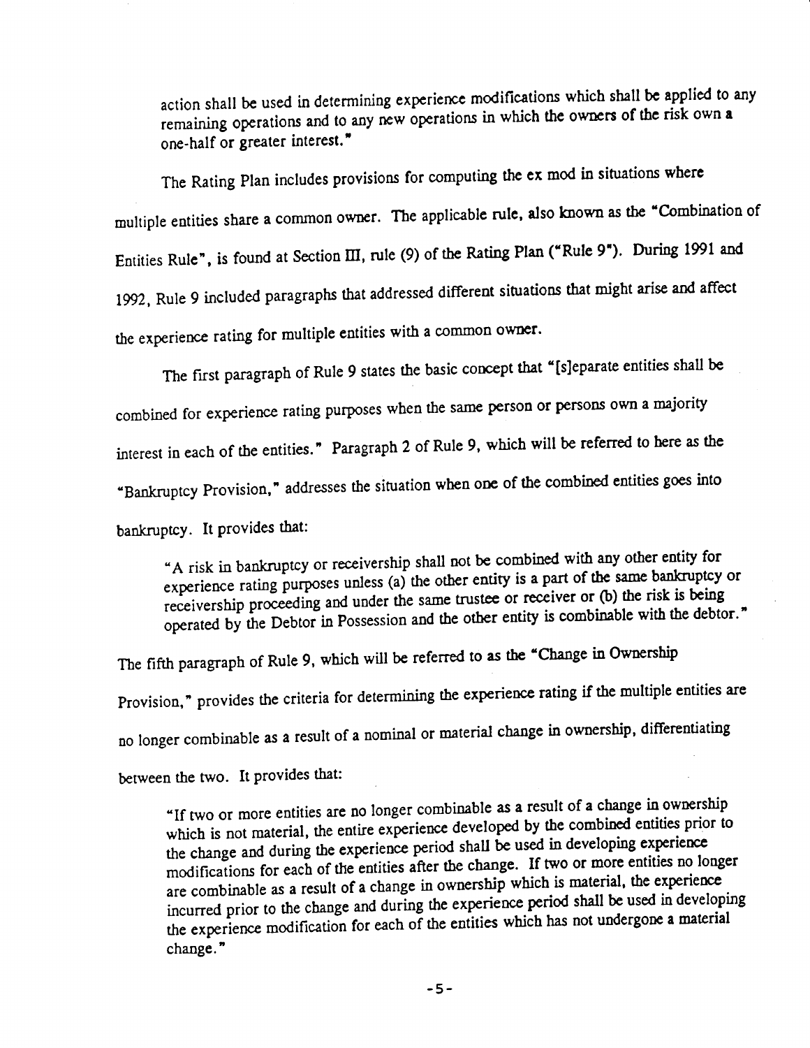action shall be used in determining experience modifications which shall be applied to any remaining operations and to any new operations in which the owners of the risk own a one-half or greater interest."

The Rating Plan includes provisions for computing the ex mod in situations where multiple entities share a common owner. The applicable rule, also known as the "Combination of Entities Rule", is found at Section III, rule (9) of the Rating Plan ("Rule 9"). During 1991 and 1992, Rule 9 included paragraphs that addressed different situations that might arise and affect the experience rating for multiple entities with a common owner.

The first paragraph of Rule 9 states the basic concept that "[s]eparate entities shall be combined for experience rating purposes when the same person or persons own a majority interest in each of the entities." Paragraph 2 of Rule 9, which will be referred to here as the "Bankruptcy Provision," addresses the situation when one of the combined entities goes into bankruptcy. It provides that:

> "A risk in bankruptcy or receivership shall not be combined with any other entity for experience rating purposes unless (a) the other entity is a part of the same bankruptcy or receivership proceeding and under the same trustee or receiver or (b) the risk is being operated by the Debtor in Possession and the other entity is combinable with the debtor."

The fifth paragraph of Rule 9, which will be referred to as the "Change in Ownership Provision," provides the criteria for determining the experience rating if the multiple entities are no longer combinable as a result of a nominal or material change in ownership, differentiating between the two. It provides that:

> "If two or more entities are no longer combinable as a result of a change in ownership which is not material, the entire experience developed by the combined entities prior to the change and during the experience period shall be used in developing experience modifications for each of the entities after the change. If two or more entities no longer are combinable as a result of a change in ownership which is material, the experience incurred prior to the change and during the experience period shall be used in developing the experience modification for each of the entities which has not undergone a material change."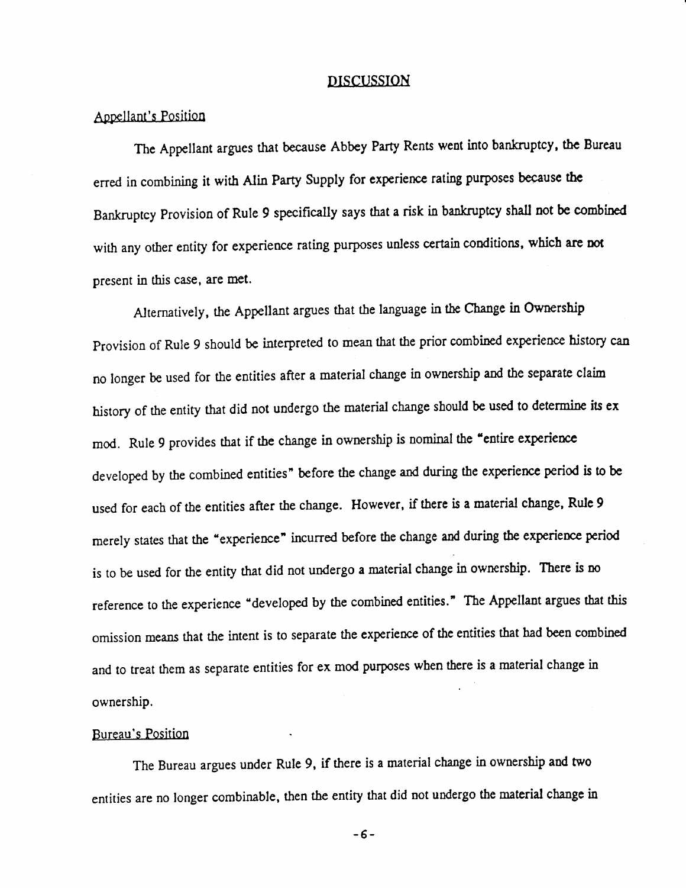## DISCUSSION

Appellant's Position

The Appellant argues that because Abbey Party Rents went into bankruptcy, the Bureau erred in combining it with Alin Party Supply for experience rating purposes because the Bankruptcy Provision of Rule 9 specifically says that a risk in bankruptcy shall not be combined with any other entity for experience rating purposes unless certain conditions, which are not present in this case, are met.

Alternatively, the Appellant argues that the language in the Change in Ownership Provision of Rule 9 should be interpreted to mean that the prior combined experience history can no longer be used for the entities after a material change in ownership and the separate claim history of the entity that did not undergo the material change should be used to determine its ex mod. Rule 9 provides that if the change in ownership is nominal the "entire experience developed by the combined entities" before the change and during the experience period is to be used for each of the entities after the change. However, if there is a material change, Rule 9 merely states that the "experience" incurred before the change and during the experience period is to be used for the entity that did not undergo a material change in ownership. There is no reference to the experience "developed by the combined entities." The Appellant argues that this omission means that the intent is to separate the experience of the entities that had been combined and to treat them as separate entities for ex mod purposes when there is a material change in ownership.

Bureau's Position

The Bureau argues under Rule 9, if there is a material change in ownership and two entities are no longer combinable, then the entity that did not undergo the material change in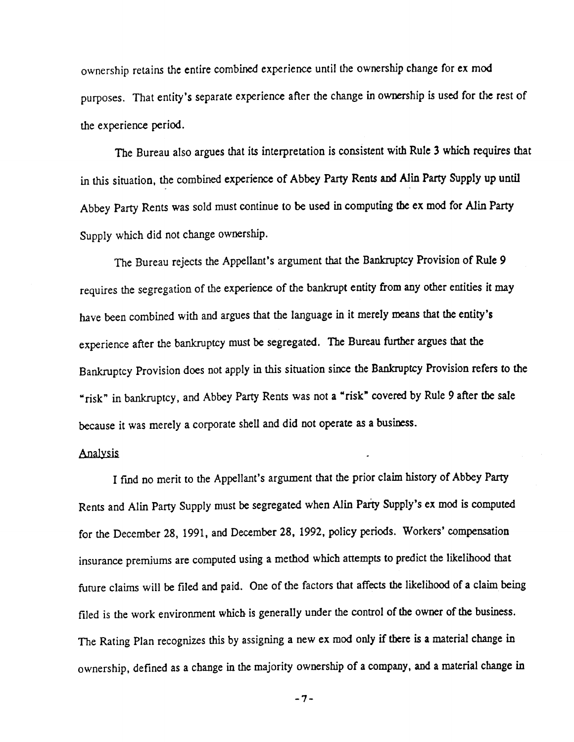ownership retains the entire combined experience until the ownership change for ex mod purposes. That entity's separate experience after the change in ownership is used for the rest of the experience period.

The Bureau also argues that its interpretation is consistent with Rule 3 which requires that in this situation, the combined experience of Abbey Party Rents and Alin Party Supply up until Abbey Party Rents was sold must continue to be used in computing the ex mod for Alin Party Supply which did not change ownership.

The Bureau rejects the Appellant's argument that the Bankruptcy Provision of Rule 9 requires the segregation of the experience of the bankrupt entity from any other entities it may have been combined with and argues that the language in it merely means that the entity's experience after the bankruptcy must be segregated. The Bureau further argues that the Bankruptcy Provision does not apply in this situation since the Bankruptcy Provision refers to the "risk" in bankruptcy, and Abbey Party Rents was not a "risk" covered by Rule 9 after the sale because it was merely a corporate shell and did not operate as a business.

## Analysis

I find no merit to the Appellant's argument that the prior claim history of Abbey Party Rents and Alin Party Supply must be segregated when Alin Party Supply's ex mod is computed for the December 28, 1991, and December 28, 1992, policy periods. Workers' compensation insurance premiums are computed using a method which attempts to predict the likelihood that future claims will be filed and paid. One of the factors that affects the likelihood of a claim being filed is the work environment which is generally under the control of the owner of the business. The Rating Plan recognizes this by assigning a new ex mod only if there is a material change in ownership, defined as a change in the majority ownership of a company, and a material change in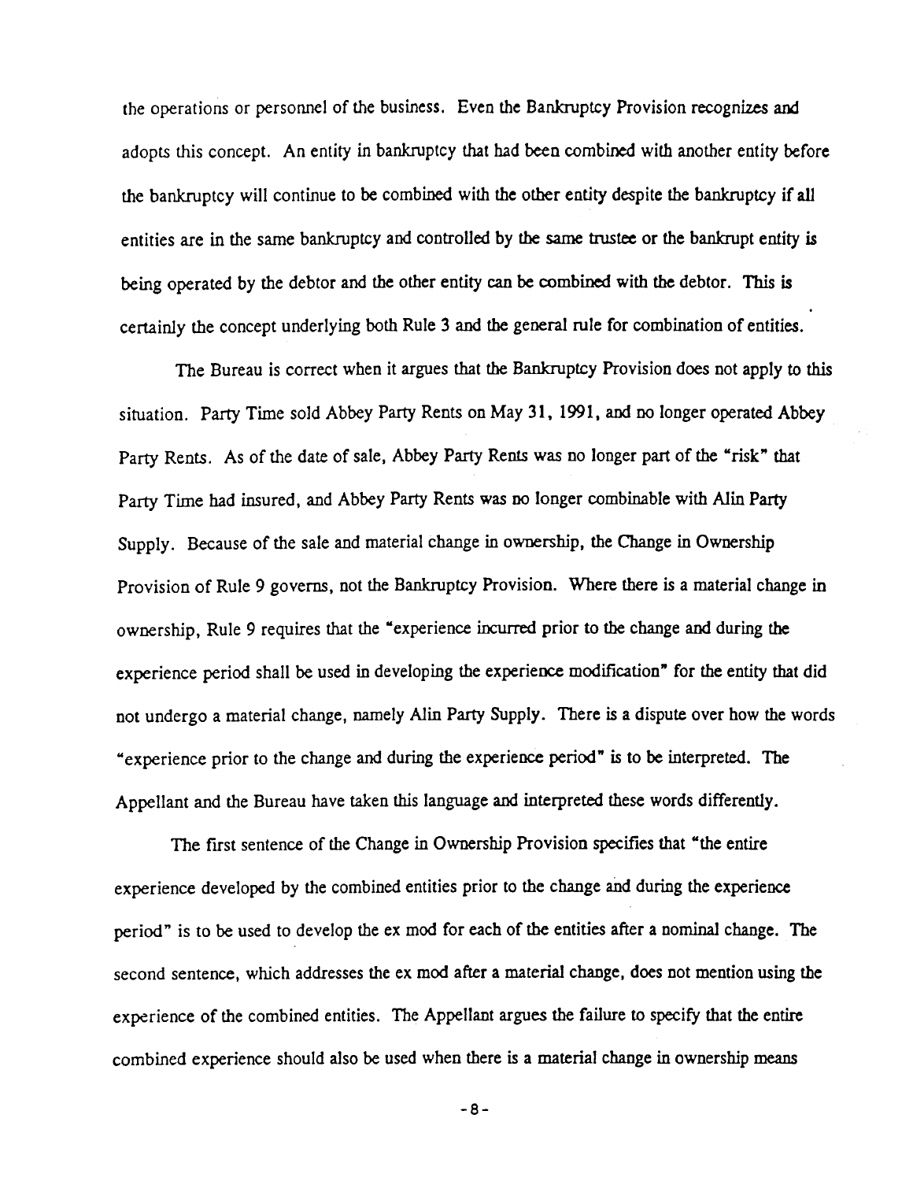the operations or personnel of the business. Even the Bankruptcy Provision recognizes and adopts this concept. An entity in bankruptcy that had been combined with another entity before the bankruptcy will continue to be combined with the other entity despite the bankruptcy if all entities are in the same bankruptcy and controlled by the same trustee or the bankrupt entity is being operated by the debtor and the other entity can be combined with the debtor. This is certainly the concept underlying both Rule 3 and the general rule for combination of entities.

The Bureau is correct when it argues that the Bankruptcy Provision does not apply to this situation. Party Time sold Abbey Party Rents on May 31, 1991, and no longer operated Abbey Party Rents. As of the date of sale, Abbey Party Rents was no longer part of the "risk" that Party Time had insured, and Abbey Party Rents was no longer combinable with Alin Party Supply. Because of the sale and material change in ownership, the Change in Ownership Provision of Rule 9 governs, not the Bankruptcy Provision. Where there is a material change in ownership, Rule 9 requires that the "experience incurred prior to the change and during the experience period shall be used in developing the experience modification" for the entity that did not undergo a material change, namely Alin Party Supply. There is a dispute over how the words "experience prior to the change and during the experience period" is to be interpreted. The Appellant and the Bureau have taken this language and interpreted these words differently.

The first sentence of the Change in Ownership Provision specifies that "the entire experience developed by the combined entities prior to the change and during the experience period" is to be used to develop the ex mod for each of the entities after a nominal change. The second sentence, which addresses the ex mod after a material change, does not mention using the experience of the combined entities. The Appellant argues the failure to specify that the entire combined experience should also be used when there is a material change in ownership means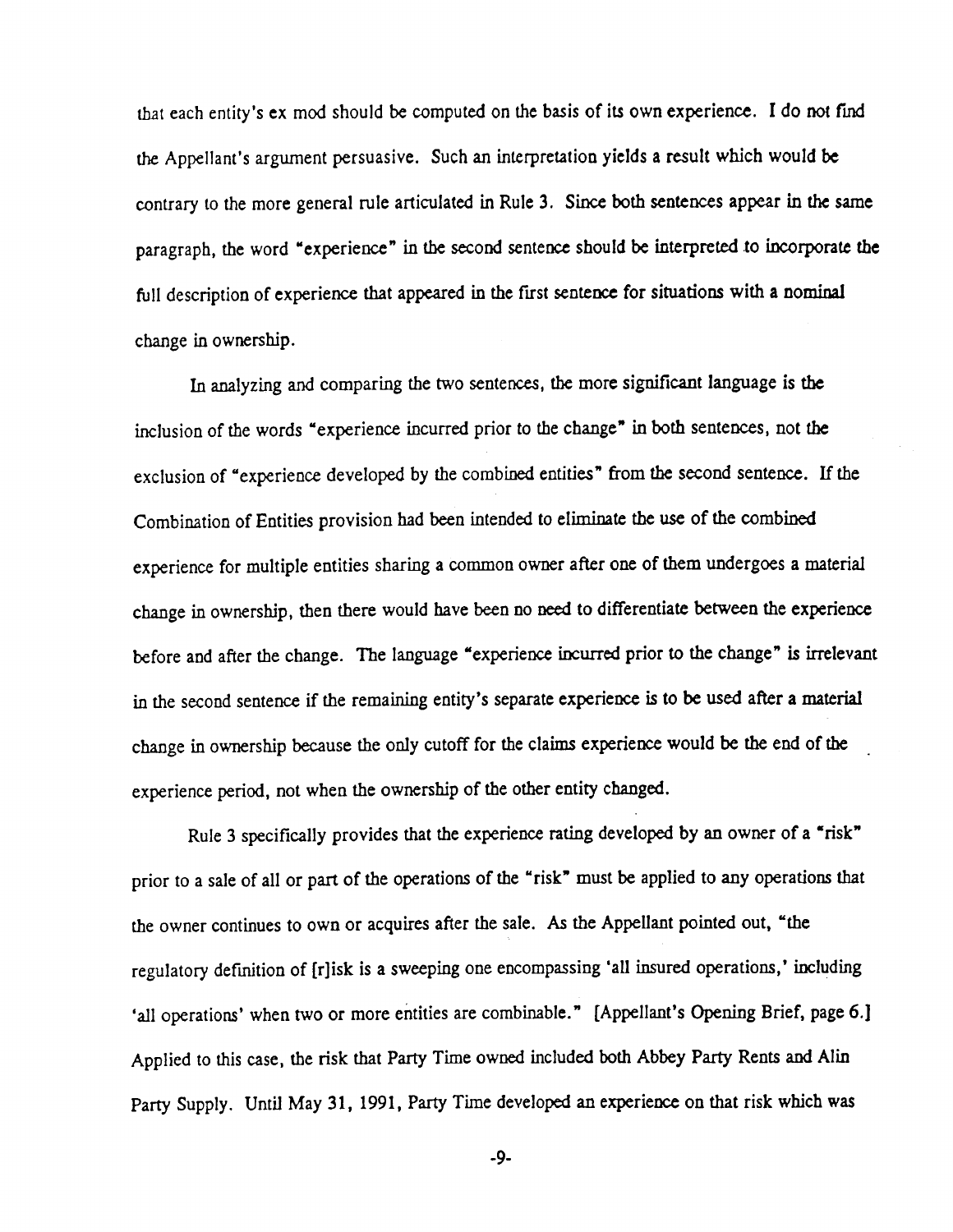that each entity's ex mod should be computed on the basis of its own experience. I do not find the Appellant's argument persuasive. Such an interpretation yields a result which would be contrary to the more general rule articulated in Rule 3. Since both sentences appear in the same paragraph, the word "experience" in the second sentence should be interpreted to incorporate the full description of experience that appeared in the first sentence for situations with a nominal change in ownership.

In analyzing and comparing the two sentences, the more significant language is the inclusion of the words "experience incurred prior to the change" in both sentences, not the exclusion of "experience developed by the combined entities" from the second sentence. If the Combination of Entities provision had been intended to eliminate the use of the combined experience for multiple entities sharing a common owner after one of them undergoes a material change in ownership, then there would have been no need to differentiate between the experience before and after the change. The language "experience incurred prior to the change" is irrelevant in the second sentence if the remaining entity's separate experience is to be used after a material change in ownership because the only cutoff for the claims experience would be the end of the experience period, not when the ownership of the other entity changed.

Rule 3 specifically provides that the experience rating developed by an owner of a "risk" prior to a sale of all or part of the operations of the "risk" must be applied to any operations that the owner continues to own or acquires after the sale. As the Appellant pointed out, "the regulatory definition of [r]isk is a sweeping one encompassing 'all insured operations,' including 'all operations' when two or more entities are combinable." [Appellant's Opening Brief, page 6.] Applied to this case, the risk that Party Time owned included both Abbey Party Rents and Alin Party Supply. Until May 31, 1991, Party Time developed an experience on that risk which was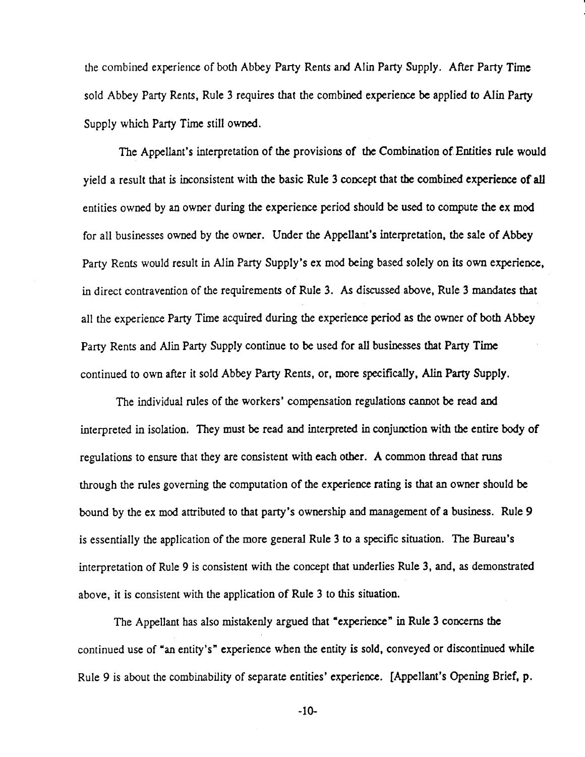the combined experience of both Abbey Party Rents and Alin Party Supply. After Party Time sold Abbey Party Rents, Rule 3 requires that the combined experience be applied to Alin Party Supply which Party Time still owned.

The Appellant's interpretation of the provisions of the Combination of Entities rule would yield a result that is inconsistent with the basic Rule 3 concept that the combined experience of all entities owned by an owner during the experience period should be used to compute the ex mod for all businesses owned by the owner. Under the Appellant's interpretation, the sale of Abbey Party Rents would result in Alin Party Supply's ex mod being based solely on its own experience, in direct contravention of the requirements of Rule 3. As discussed above, Rule 3 mandates that all the experience Party Time acquired during the experience period as the owner of both Abbey Party Rents and Alin Party Supply continue to be used for all businesses that Party Time continued to own after it sold Abbey Party Rents, or, more specifically, Alin Party Supply.

The individual rules of the workers' compensation regulations cannot be read and interpreted in isolation. They must be read and interpreted in conjunction with the entire body of regulations to ensure that they are consistent with each other. A common thread that runs through the rules governing the computation of the experience rating is that an owner should be bound by the ex mod attributed to that party's ownership and management of a business. Rule 9 is essentially the application of the more general Rule 3 to a specific situation. The Bureau's interpretation of Rule 9 is consistent with the concept that underlies Rule 3, and, as demonstrated above, it is consistent with the application of Rule 3 to this situation.

The Appellant has also mistakenly argued that "experience" in Rule 3 concerns the continued use of "an entity's" experience when the entity is sold, conveyed or discontinued while Rule 9 is about the combinability of separate entities' experience. [Appellant's Opening Brief, p.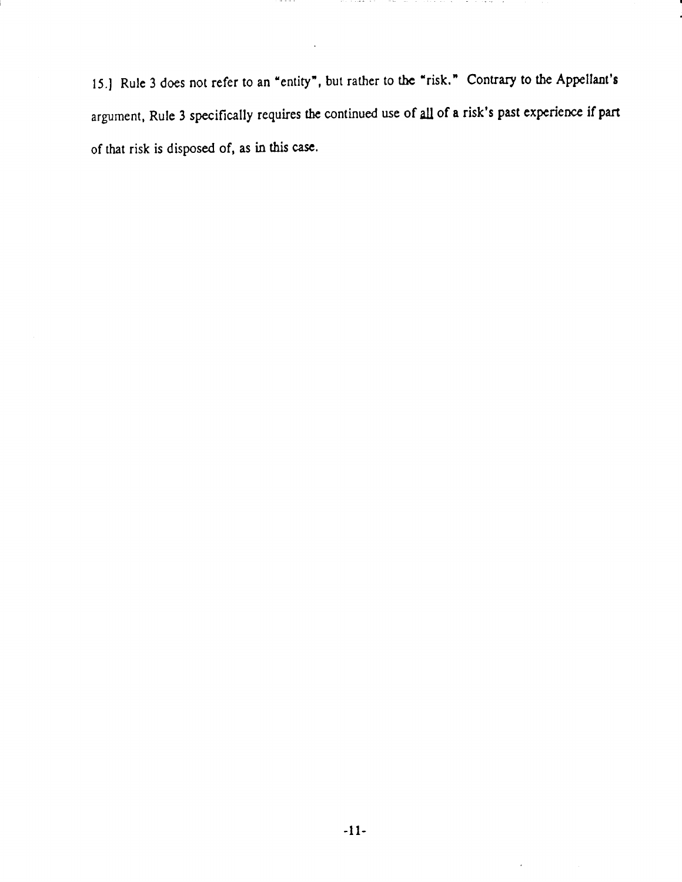15.] Rule 3 does not refer to an "entity", but rather to the "risk." Contrary to the Appellant's argument, Rule 3 specifically requires the continued use of <u>all</u> of a risk's past experience if part of that risk is disposed of, as in this case.